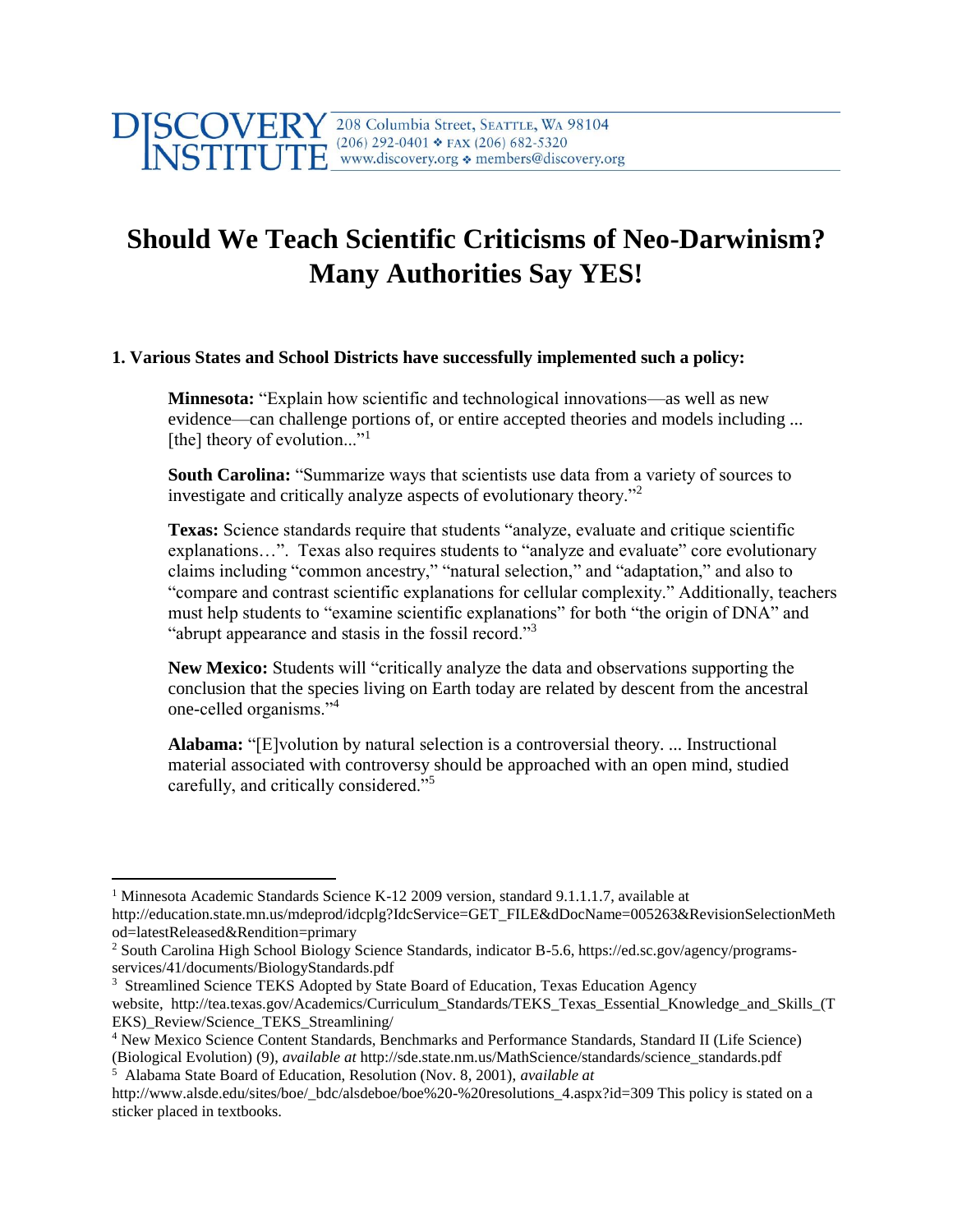DISCOVERY INSTITUTE 208 Columbia Street, Seattle, WA 98104 (206) 292-0401 ❖ FAX (206) 682-5320 www.discovery.org ❖ members@discovery.org

# Should We Teach Scientific Criticisms of Neo-Darwinism? Many Authorities Say YES!

**1. Various States and School Districts have successfully implemented such a policy:**

**Minnesota:** "Explain how scientific and technological innovations—as well as new evidence—can challenge portions of, or entire accepted theories and models including ... [the] theory of evolution..."[1]

**South Carolina:** "Summarize ways that scientists use data from a variety of sources to investigate and critically analyze aspects of evolutionary theory."[2]

**Texas:** Science standards require that students "analyze, evaluate and critique scientific explanations…". Texas also requires students to "analyze and evaluate" core evolutionary claims including "common ancestry," "natural selection," and "adaptation," and also to "compare and contrast scientific explanations for cellular complexity." Additionally, teachers must help students to "examine scientific explanations" for both "the origin of DNA" and "abrupt appearance and stasis in the fossil record."[3]

**New Mexico:** Students will "critically analyze the data and observations supporting the conclusion that the species living on Earth today are related by descent from the ancestral one-celled organisms."[4]

**Alabama:** "[E]volution by natural selection is a controversial theory. ... Instructional material associated with controversy should be approached with an open mind, studied carefully, and critically considered."[5]

---

[1] Minnesota Academic Standards Science K-12 2009 version, standard 9.1.1.1.7, available at http://education.state.mn.us/mdeprod/idcplg?IdcService=GET_FILE&dDocName=005263&RevisionSelectionMethod=latestReleased&Rendition=primary

[2] South Carolina High School Biology Science Standards, indicator B-5.6, https://ed.sc.gov/agency/programs-services/41/documents/BiologyStandards.pdf

[3] Streamlined Science TEKS Adopted by State Board of Education, Texas Education Agency website, http://tea.texas.gov/Academics/Curriculum_Standards/TEKS_Texas_Essential_Knowledge_and_Skills_(TEKS)_Review/Science_TEKS_Streamlining/

[4] New Mexico Science Content Standards, Benchmarks and Performance Standards, Standard II (Life Science) (Biological Evolution) (9), *available at* http://sde.state.nm.us/MathScience/standards/science_standards.pdf

[5] Alabama State Board of Education, Resolution (Nov. 8, 2001), *available at* http://www.alsde.edu/sites/boe/_bdc/alsdeboe/boe%20-%20resolutions_4.aspx?id=309 This policy is stated on a sticker placed in textbooks.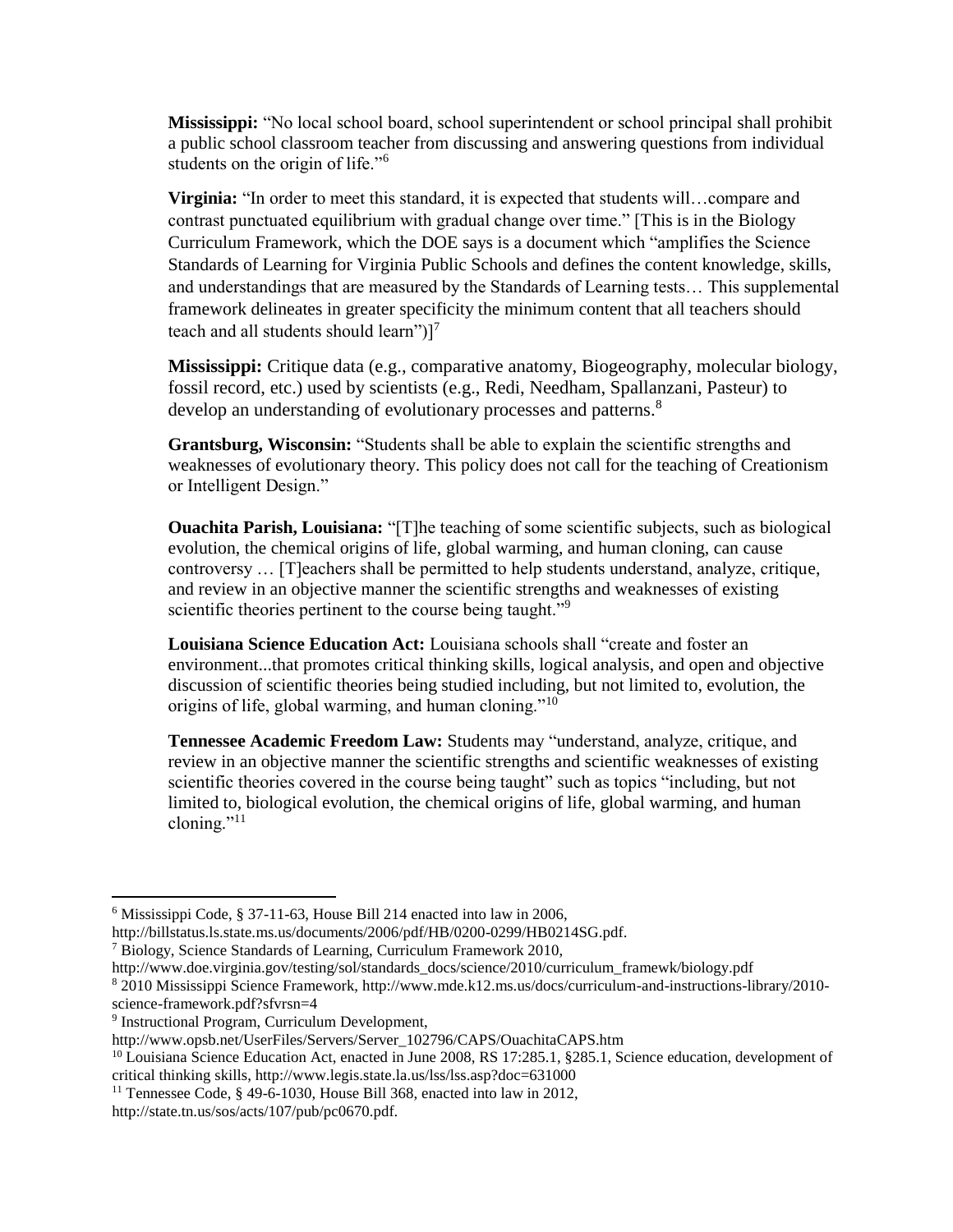**Mississippi:** "No local school board, school superintendent or school principal shall prohibit a public school classroom teacher from discussing and answering questions from individual students on the origin of life."[6]

**Virginia:** "In order to meet this standard, it is expected that students will…compare and contrast punctuated equilibrium with gradual change over time." [This is in the Biology Curriculum Framework, which the DOE says is a document which "amplifies the Science Standards of Learning for Virginia Public Schools and defines the content knowledge, skills, and understandings that are measured by the Standards of Learning tests… This supplemental framework delineates in greater specificity the minimum content that all teachers should teach and all students should learn")][7]

**Mississippi:** Critique data (e.g., comparative anatomy, Biogeography, molecular biology, fossil record, etc.) used by scientists (e.g., Redi, Needham, Spallanzani, Pasteur) to develop an understanding of evolutionary processes and patterns.[8]

**Grantsburg, Wisconsin:** "Students shall be able to explain the scientific strengths and weaknesses of evolutionary theory. This policy does not call for the teaching of Creationism or Intelligent Design."

**Ouachita Parish, Louisiana:** "[T]he teaching of some scientific subjects, such as biological evolution, the chemical origins of life, global warming, and human cloning, can cause controversy … [T]eachers shall be permitted to help students understand, analyze, critique, and review in an objective manner the scientific strengths and weaknesses of existing scientific theories pertinent to the course being taught."[9]

**Louisiana Science Education Act:** Louisiana schools shall "create and foster an environment...that promotes critical thinking skills, logical analysis, and open and objective discussion of scientific theories being studied including, but not limited to, evolution, the origins of life, global warming, and human cloning."[10]

**Tennessee Academic Freedom Law:** Students may "understand, analyze, critique, and review in an objective manner the scientific strengths and scientific weaknesses of existing scientific theories covered in the course being taught" such as topics "including, but not limited to, biological evolution, the chemical origins of life, global warming, and human cloning."[11]

---

[6] Mississippi Code, § 37-11-63, House Bill 214 enacted into law in 2006, http://billstatus.ls.state.ms.us/documents/2006/pdf/HB/0200-0299/HB0214SG.pdf.

[7] Biology, Science Standards of Learning, Curriculum Framework 2010, http://www.doe.virginia.gov/testing/sol/standards_docs/science/2010/curriculum_framewk/biology.pdf

[8] 2010 Mississippi Science Framework, http://www.mde.k12.ms.us/docs/curriculum-and-instructions-library/2010-science-framework.pdf?sfvrsn=4

[9] Instructional Program, Curriculum Development, http://www.opsb.net/UserFiles/Servers/Server_102796/CAPS/OuachitaCAPS.htm

[10] Louisiana Science Education Act, enacted in June 2008, RS 17:285.1, §285.1, Science education, development of critical thinking skills, http://www.legis.state.la.us/lss/lss.asp?doc=631000

[11] Tennessee Code, § 49-6-1030, House Bill 368, enacted into law in 2012, http://state.tn.us/sos/acts/107/pub/pc0670.pdf.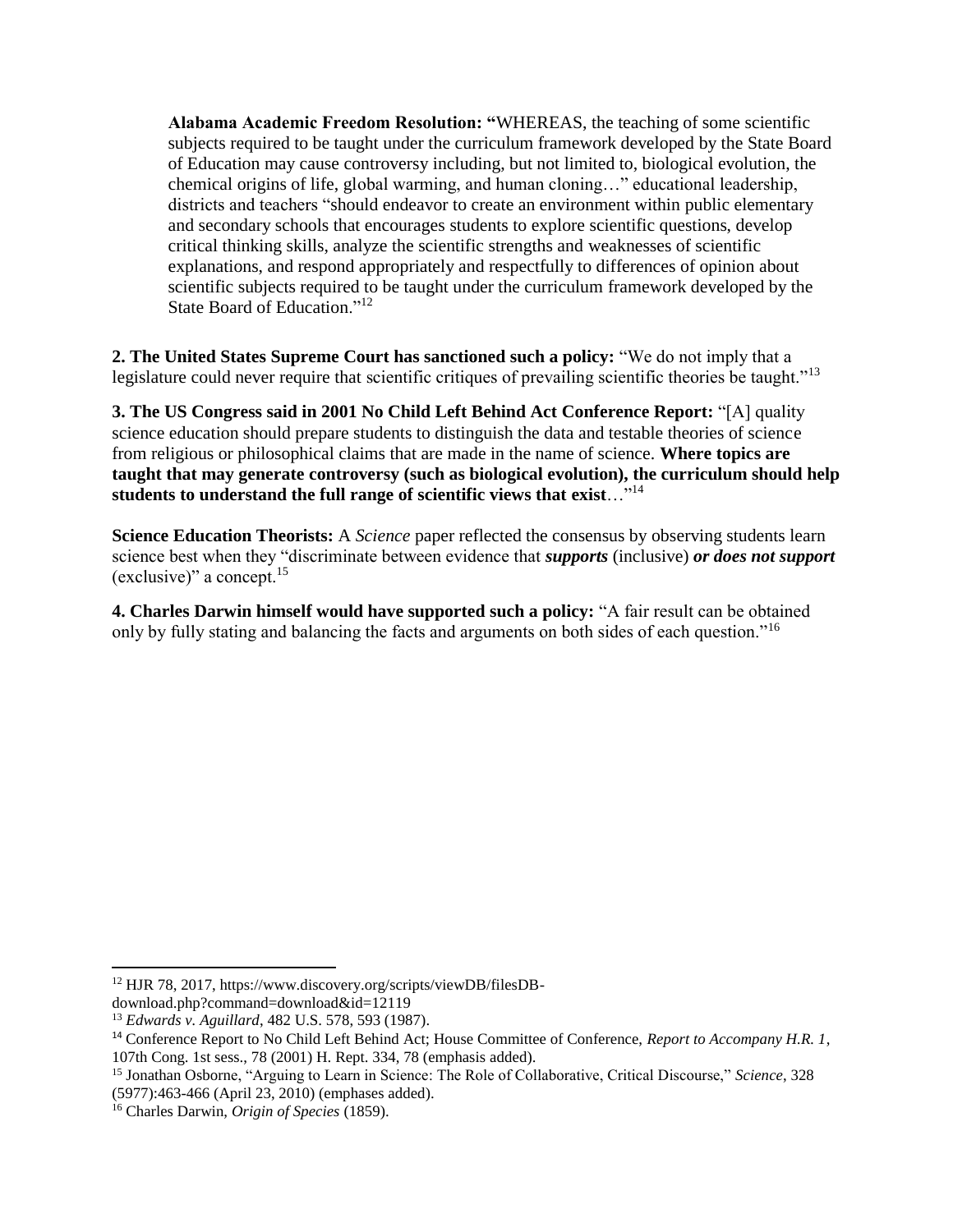> **Alabama Academic Freedom Resolution: "**WHEREAS, the teaching of some scientific subjects required to be taught under the curriculum framework developed by the State Board of Education may cause controversy including, but not limited to, biological evolution, the chemical origins of life, global warming, and human cloning…" educational leadership, districts and teachers "should endeavor to create an environment within public elementary and secondary schools that encourages students to explore scientific questions, develop critical thinking skills, analyze the scientific strengths and weaknesses of scientific explanations, and respond appropriately and respectfully to differences of opinion about scientific subjects required to be taught under the curriculum framework developed by the State Board of Education."[12]

**2. The United States Supreme Court has sanctioned such a policy:** "We do not imply that a legislature could never require that scientific critiques of prevailing scientific theories be taught."[13]

**3. The US Congress said in 2001 No Child Left Behind Act Conference Report:** "[A] quality science education should prepare students to distinguish the data and testable theories of science from religious or philosophical claims that are made in the name of science. **Where topics are taught that may generate controversy (such as biological evolution), the curriculum should help students to understand the full range of scientific views that exist**…"[14]

**Science Education Theorists:** A *Science* paper reflected the consensus by observing students learn science best when they "discriminate between evidence that ***supports*** (inclusive) ***or does not support*** (exclusive)" a concept.[15]

**4. Charles Darwin himself would have supported such a policy:** "A fair result can be obtained only by fully stating and balancing the facts and arguments on both sides of each question."[16]

---

[12] HJR 78, 2017, https://www.discovery.org/scripts/viewDB/filesDB-download.php?command=download&id=12119

[13] *Edwards v. Aguillard*, 482 U.S. 578, 593 (1987).

[14] Conference Report to No Child Left Behind Act; House Committee of Conference, *Report to Accompany H.R. 1*, 107th Cong. 1st sess., 78 (2001) H. Rept. 334, 78 (emphasis added).

[15] Jonathan Osborne, "Arguing to Learn in Science: The Role of Collaborative, Critical Discourse," *Science*, 328 (5977):463-466 (April 23, 2010) (emphases added).

[16] Charles Darwin, *Origin of Species* (1859).